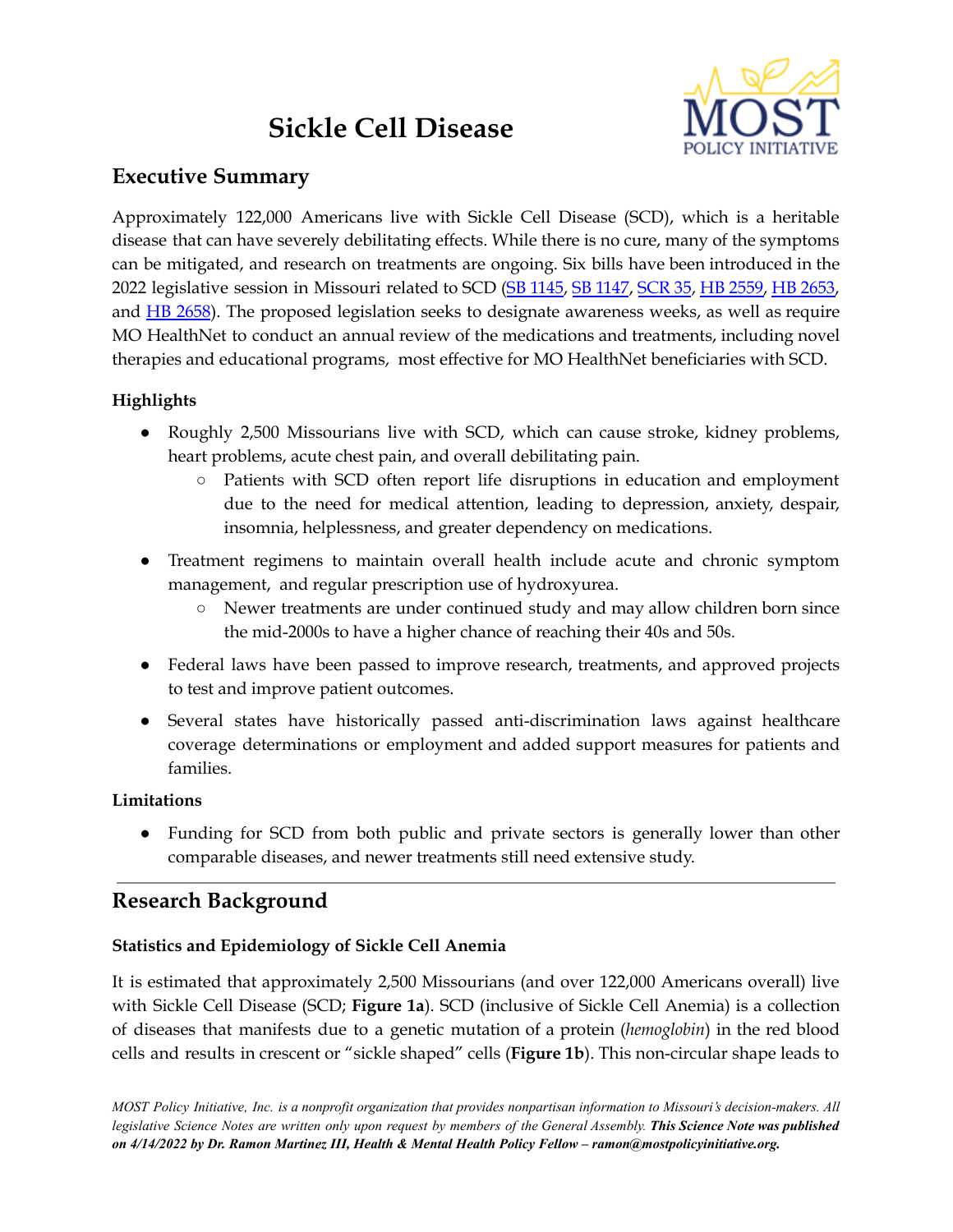# Sickle Cell Disease

## Executive Summary

Approximately 122,000 Americans live with Sickle Cell Disease (SCD), which is a heritable disease that can have severely debilitating effects. While there is no cure, many of the symptoms can be mitigated, and research on treatments are ongoing. Six bills have been introduced in the 2022 legislative session in Missouri related to SCD (SB 1145, SB 1147, SCR 35, HB 2559, HB 2653, and HB 2658). The proposed legislation seeks to designate awareness weeks, as well as require MO HealthNet to conduct an annual review of the medications and treatments, including novel therapies and educational programs, most effective for MO HealthNet beneficiaries with SCD.

### Highlights

- Roughly 2,500 Missourians live with SCD, which can cause stroke, kidney problems, heart problems, acute chest pain, and overall debilitating pain.
  - Patients with SCD often report life disruptions in education and employment due to the need for medical attention, leading to depression, anxiety, despair, insomnia, helplessness, and greater dependency on medications.
- Treatment regimens to maintain overall health include acute and chronic symptom management, and regular prescription use of hydroxyurea.
  - Newer treatments are under continued study and may allow children born since the mid-2000s to have a higher chance of reaching their 40s and 50s.
- Federal laws have been passed to improve research, treatments, and approved projects to test and improve patient outcomes.
- Several states have historically passed anti-discrimination laws against healthcare coverage determinations or employment and added support measures for patients and families.

### Limitations

- Funding for SCD from both public and private sectors is generally lower than other comparable diseases, and newer treatments still need extensive study.

---

## Research Background

### Statistics and Epidemiology of Sickle Cell Anemia

It is estimated that approximately 2,500 Missourians (and over 122,000 Americans overall) live with Sickle Cell Disease (SCD; **Figure 1a**). SCD (inclusive of Sickle Cell Anemia) is a collection of diseases that manifests due to a genetic mutation of a protein (*hemoglobin*) in the red blood cells and results in crescent or "sickle shaped" cells (**Figure 1b**). This non-circular shape leads to

*MOST Policy Initiative, Inc. is a nonprofit organization that provides nonpartisan information to Missouri's decision-makers. All legislative Science Notes are written only upon request by members of the General Assembly.* ***This Science Note was published on 4/14/2022 by Dr. Ramon Martinez III, Health & Mental Health Policy Fellow – ramon@mostpolicyinitiative.org.***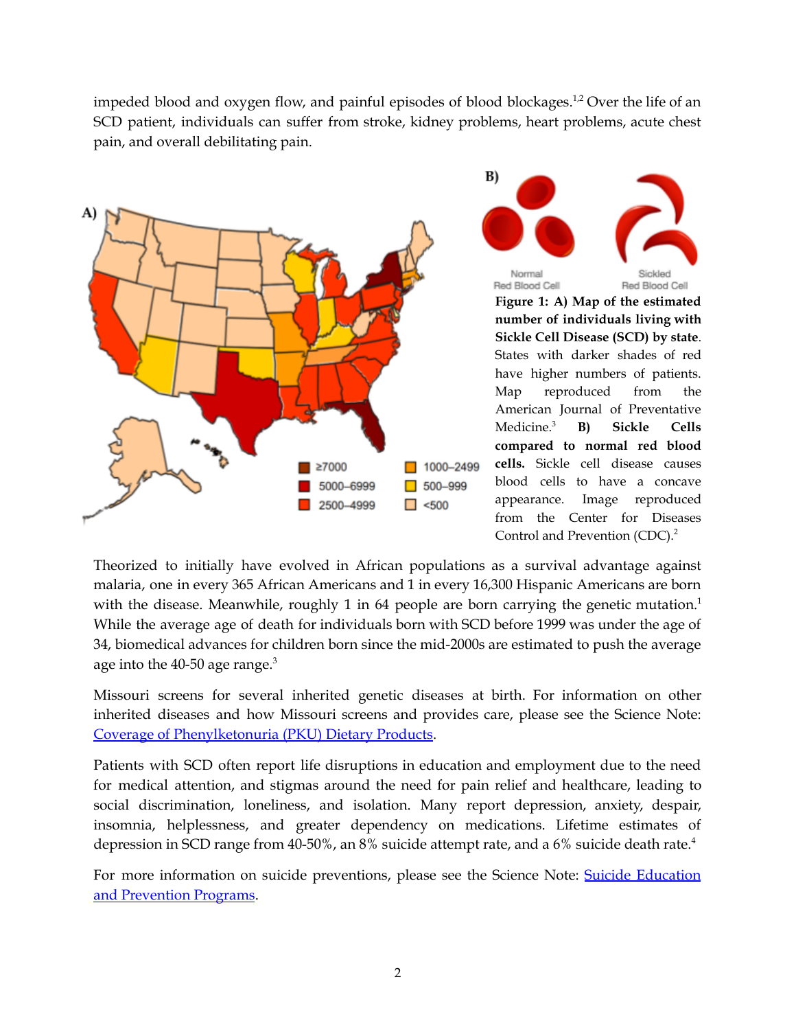impeded blood and oxygen flow, and painful episodes of blood blockages.[1,2] Over the life of an SCD patient, individuals can suffer from stroke, kidney problems, heart problems, acute chest pain, and overall debilitating pain.

**Figure 1: A) Map of the estimated number of individuals living with Sickle Cell Disease (SCD) by state**. States with darker shades of red have higher numbers of patients. Map reproduced from the American Journal of Preventative Medicine.[3] **B) Sickle Cells compared to normal red blood cells.** Sickle cell disease causes blood cells to have a concave appearance. Image reproduced from the Center for Diseases Control and Prevention (CDC).[2]

Theorized to initially have evolved in African populations as a survival advantage against malaria, one in every 365 African Americans and 1 in every 16,300 Hispanic Americans are born with the disease. Meanwhile, roughly 1 in 64 people are born carrying the genetic mutation.[1] While the average age of death for individuals born with SCD before 1999 was under the age of 34, biomedical advances for children born since the mid-2000s are estimated to push the average age into the 40-50 age range.[3]

Missouri screens for several inherited genetic diseases at birth. For information on other inherited diseases and how Missouri screens and provides care, please see the Science Note: [Coverage of Phenylketonuria (PKU) Dietary Products](#).

Patients with SCD often report life disruptions in education and employment due to the need for medical attention, and stigmas around the need for pain relief and healthcare, leading to social discrimination, loneliness, and isolation. Many report depression, anxiety, despair, insomnia, helplessness, and greater dependency on medications. Lifetime estimates of depression in SCD range from 40-50%, an 8% suicide attempt rate, and a 6% suicide death rate.[4]

For more information on suicide preventions, please see the Science Note: [Suicide Education and Prevention Programs](#).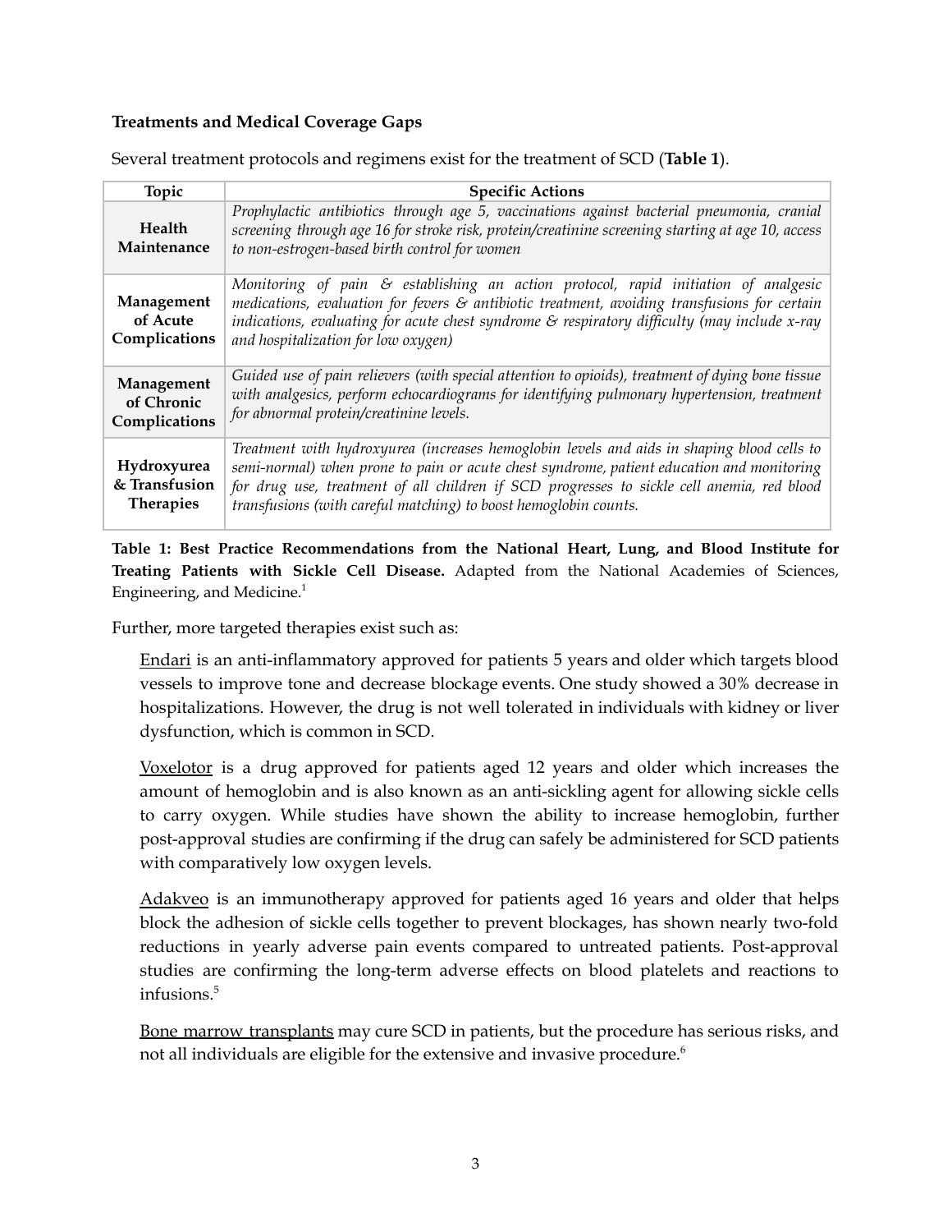**Treatments and Medical Coverage Gaps**

Several treatment protocols and regimens exist for the treatment of SCD (**Table 1**).

| Topic | Specific Actions |
|---|---|
| **Health Maintenance** | *Prophylactic antibiotics through age 5, vaccinations against bacterial pneumonia, cranial screening through age 16 for stroke risk, protein/creatinine screening starting at age 10, access to non-estrogen-based birth control for women* |
| **Management of Acute Complications** | *Monitoring of pain & establishing an action protocol, rapid initiation of analgesic medications, evaluation for fevers & antibiotic treatment, avoiding transfusions for certain indications, evaluating for acute chest syndrome & respiratory difficulty (may include x-ray and hospitalization for low oxygen)* |
| **Management of Chronic Complications** | *Guided use of pain relievers (with special attention to opioids), treatment of dying bone tissue with analgesics, perform echocardiograms for identifying pulmonary hypertension, treatment for abnormal protein/creatinine levels.* |
| **Hydroxyurea & Transfusion Therapies** | *Treatment with hydroxyurea (increases hemoglobin levels and aids in shaping blood cells to semi-normal) when prone to pain or acute chest syndrome, patient education and monitoring for drug use, treatment of all children if SCD progresses to sickle cell anemia, red blood transfusions (with careful matching) to boost hemoglobin counts.* |

**Table 1: Best Practice Recommendations from the National Heart, Lung, and Blood Institute for Treating Patients with Sickle Cell Disease.** Adapted from the National Academies of Sciences, Engineering, and Medicine.[1]

Further, more targeted therapies exist such as:

Endari is an anti-inflammatory approved for patients 5 years and older which targets blood vessels to improve tone and decrease blockage events. One study showed a 30% decrease in hospitalizations. However, the drug is not well tolerated in individuals with kidney or liver dysfunction, which is common in SCD.

Voxelotor is a drug approved for patients aged 12 years and older which increases the amount of hemoglobin and is also known as an anti-sickling agent for allowing sickle cells to carry oxygen. While studies have shown the ability to increase hemoglobin, further post-approval studies are confirming if the drug can safely be administered for SCD patients with comparatively low oxygen levels.

Adakveo is an immunotherapy approved for patients aged 16 years and older that helps block the adhesion of sickle cells together to prevent blockages, has shown nearly two-fold reductions in yearly adverse pain events compared to untreated patients. Post-approval studies are confirming the long-term adverse effects on blood platelets and reactions to infusions.[5]

Bone marrow transplants may cure SCD in patients, but the procedure has serious risks, and not all individuals are eligible for the extensive and invasive procedure.[6]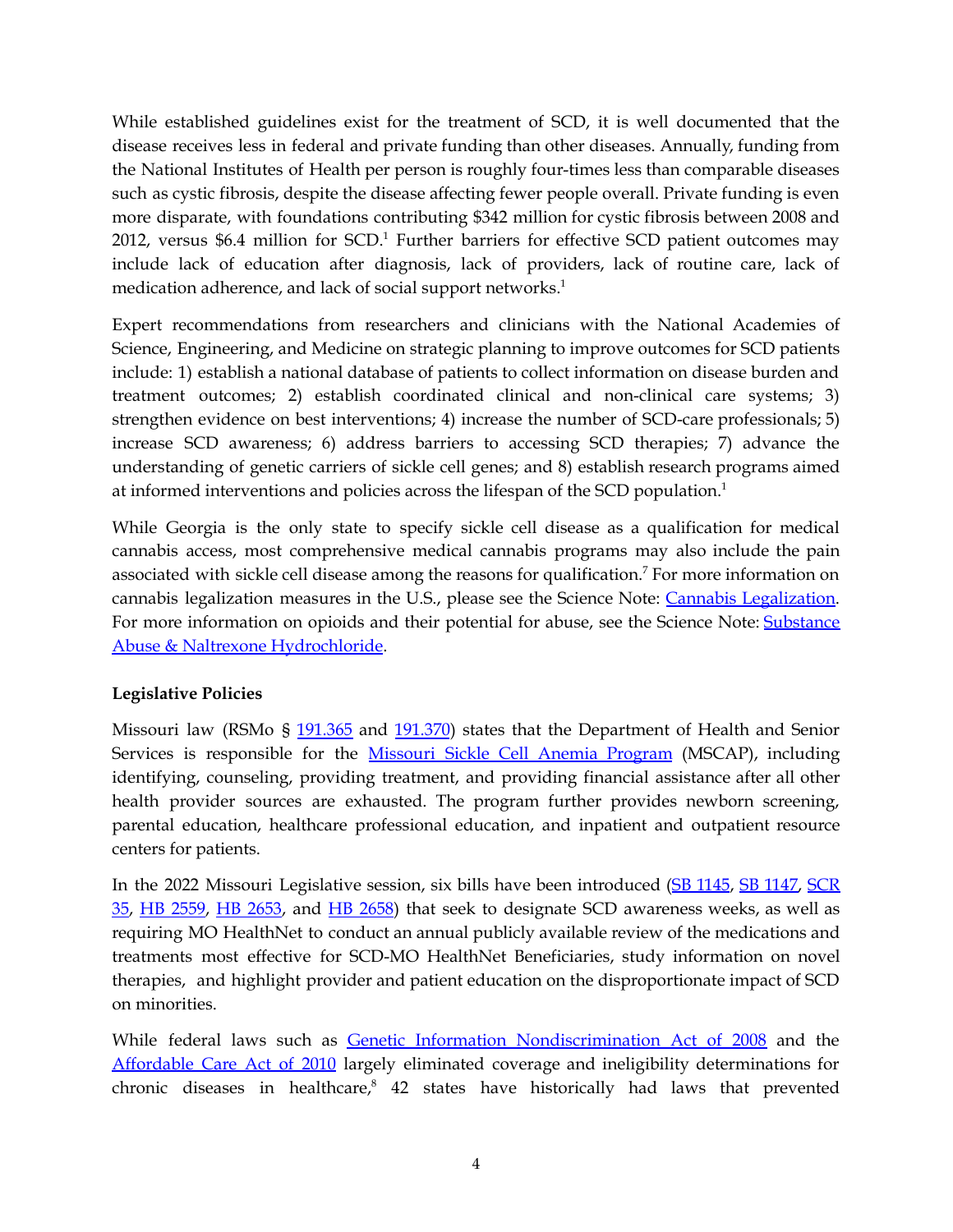While established guidelines exist for the treatment of SCD, it is well documented that the disease receives less in federal and private funding than other diseases. Annually, funding from the National Institutes of Health per person is roughly four-times less than comparable diseases such as cystic fibrosis, despite the disease affecting fewer people overall. Private funding is even more disparate, with foundations contributing $342 million for cystic fibrosis between 2008 and 2012, versus $6.4 million for SCD.[1] Further barriers for effective SCD patient outcomes may include lack of education after diagnosis, lack of providers, lack of routine care, lack of medication adherence, and lack of social support networks.[1]

Expert recommendations from researchers and clinicians with the National Academies of Science, Engineering, and Medicine on strategic planning to improve outcomes for SCD patients include: 1) establish a national database of patients to collect information on disease burden and treatment outcomes; 2) establish coordinated clinical and non-clinical care systems; 3) strengthen evidence on best interventions; 4) increase the number of SCD-care professionals; 5) increase SCD awareness; 6) address barriers to accessing SCD therapies; 7) advance the understanding of genetic carriers of sickle cell genes; and 8) establish research programs aimed at informed interventions and policies across the lifespan of the SCD population.[1]

While Georgia is the only state to specify sickle cell disease as a qualification for medical cannabis access, most comprehensive medical cannabis programs may also include the pain associated with sickle cell disease among the reasons for qualification.[7] For more information on cannabis legalization measures in the U.S., please see the Science Note: Cannabis Legalization. For more information on opioids and their potential for abuse, see the Science Note: Substance Abuse & Naltrexone Hydrochloride.

**Legislative Policies**

Missouri law (RSMo § 191.365 and 191.370) states that the Department of Health and Senior Services is responsible for the Missouri Sickle Cell Anemia Program (MSCAP), including identifying, counseling, providing treatment, and providing financial assistance after all other health provider sources are exhausted. The program further provides newborn screening, parental education, healthcare professional education, and inpatient and outpatient resource centers for patients.

In the 2022 Missouri Legislative session, six bills have been introduced (SB 1145, SB 1147, SCR 35, HB 2559, HB 2653, and HB 2658) that seek to designate SCD awareness weeks, as well as requiring MO HealthNet to conduct an annual publicly available review of the medications and treatments most effective for SCD-MO HealthNet Beneficiaries, study information on novel therapies, and highlight provider and patient education on the disproportionate impact of SCD on minorities.

While federal laws such as Genetic Information Nondiscrimination Act of 2008 and the Affordable Care Act of 2010 largely eliminated coverage and ineligibility determinations for chronic diseases in healthcare,[8] 42 states have historically had laws that prevented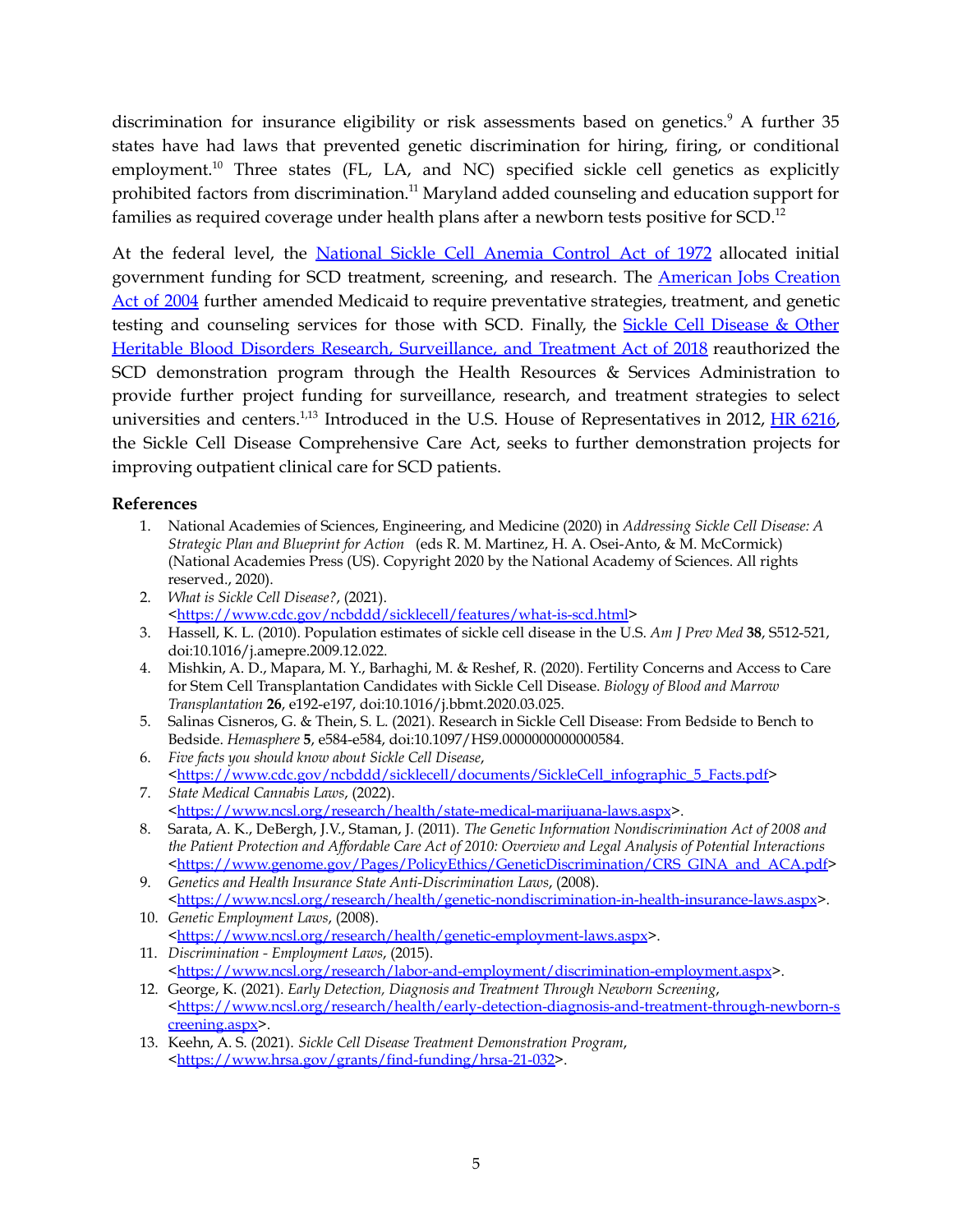discrimination for insurance eligibility or risk assessments based on genetics.[9] A further 35 states have had laws that prevented genetic discrimination for hiring, firing, or conditional employment.[10] Three states (FL, LA, and NC) specified sickle cell genetics as explicitly prohibited factors from discrimination.[11] Maryland added counseling and education support for families as required coverage under health plans after a newborn tests positive for SCD.[12]

At the federal level, the National Sickle Cell Anemia Control Act of 1972 allocated initial government funding for SCD treatment, screening, and research. The American Jobs Creation Act of 2004 further amended Medicaid to require preventative strategies, treatment, and genetic testing and counseling services for those with SCD. Finally, the Sickle Cell Disease & Other Heritable Blood Disorders Research, Surveillance, and Treatment Act of 2018 reauthorized the SCD demonstration program through the Health Resources & Services Administration to provide further project funding for surveillance, research, and treatment strategies to select universities and centers.[1,13] Introduced in the U.S. House of Representatives in 2012, HR 6216, the Sickle Cell Disease Comprehensive Care Act, seeks to further demonstration projects for improving outpatient clinical care for SCD patients.

**References**

1. National Academies of Sciences, Engineering, and Medicine (2020) in *Addressing Sickle Cell Disease: A Strategic Plan and Blueprint for Action* (eds R. M. Martinez, H. A. Osei-Anto, & M. McCormick) (National Academies Press (US). Copyright 2020 by the National Academy of Sciences. All rights reserved., 2020).
2. *What is Sickle Cell Disease?*, (2021). <https://www.cdc.gov/ncbddd/sicklecell/features/what-is-scd.html>
3. Hassell, K. L. (2010). Population estimates of sickle cell disease in the U.S. *Am J Prev Med* **38**, S512-521, doi:10.1016/j.amepre.2009.12.022.
4. Mishkin, A. D., Mapara, M. Y., Barhaghi, M. & Reshef, R. (2020). Fertility Concerns and Access to Care for Stem Cell Transplantation Candidates with Sickle Cell Disease. *Biology of Blood and Marrow Transplantation* **26**, e192-e197, doi:10.1016/j.bbmt.2020.03.025.
5. Salinas Cisneros, G. & Thein, S. L. (2021). Research in Sickle Cell Disease: From Bedside to Bench to Bedside. *Hemasphere* **5**, e584-e584, doi:10.1097/HS9.0000000000000584.
6. *Five facts you should know about Sickle Cell Disease*, <https://www.cdc.gov/ncbddd/sicklecell/documents/SickleCell_infographic_5_Facts.pdf>
7. *State Medical Cannabis Laws*, (2022). <https://www.ncsl.org/research/health/state-medical-marijuana-laws.aspx>.
8. Sarata, A. K., DeBergh, J.V., Staman, J. (2011). *The Genetic Information Nondiscrimination Act of 2008 and the Patient Protection and Affordable Care Act of 2010: Overview and Legal Analysis of Potential Interactions* <https://www.genome.gov/Pages/PolicyEthics/GeneticDiscrimination/CRS_GINA_and_ACA.pdf>
9. *Genetics and Health Insurance State Anti-Discrimination Laws*, (2008). <https://www.ncsl.org/research/health/genetic-nondiscrimination-in-health-insurance-laws.aspx>.
10. *Genetic Employment Laws*, (2008). <https://www.ncsl.org/research/health/genetic-employment-laws.aspx>.
11. *Discrimination - Employment Laws*, (2015). <https://www.ncsl.org/research/labor-and-employment/discrimination-employment.aspx>.
12. George, K. (2021). *Early Detection, Diagnosis and Treatment Through Newborn Screening*, <https://www.ncsl.org/research/health/early-detection-diagnosis-and-treatment-through-newborn-screening.aspx>.
13. Keehn, A. S. (2021). *Sickle Cell Disease Treatment Demonstration Program*, <https://www.hrsa.gov/grants/find-funding/hrsa-21-032>.